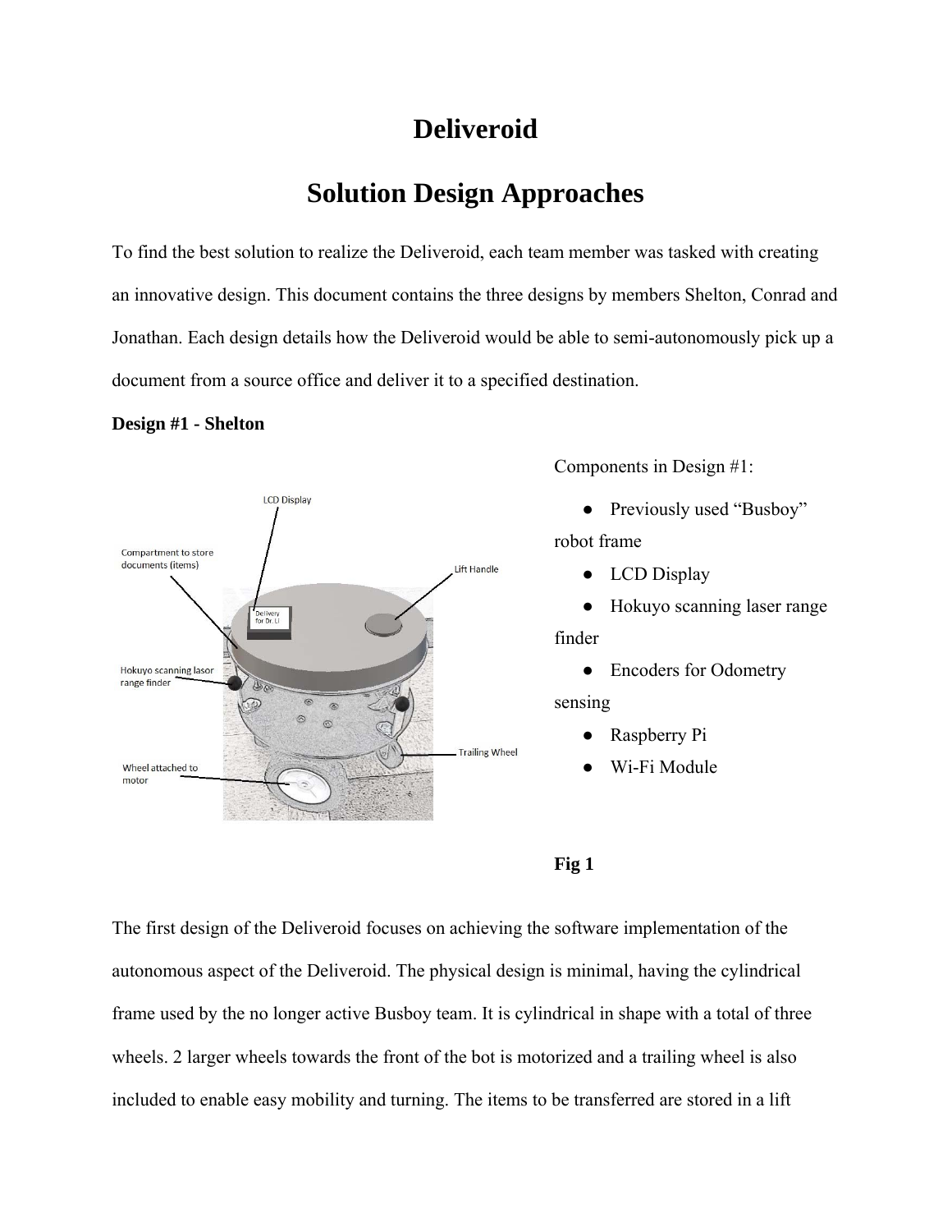# Deliveroid

## Solution Design Approaches

To find the best solution to realize the Deliveroid, each team member was tasked with creating an innovative design. This document contains the three designs by members Shelton, Conrad and Jonathan. Each design details how the Deliveroid would be able to semi-autonomously pick up a document from a source office and deliver it to a specified destination.

**Design #1 - Shelton**

Components in Design #1:

- Previously used "Busboy" robot frame
- LCD Display
- Hokuyo scanning laser range finder
- Encoders for Odometry sensing
- Raspberry Pi
- Wi-Fi Module

**Fig 1**

The first design of the Deliveroid focuses on achieving the software implementation of the autonomous aspect of the Deliveroid. The physical design is minimal, having the cylindrical frame used by the no longer active Busboy team. It is cylindrical in shape with a total of three wheels. 2 larger wheels towards the front of the bot is motorized and a trailing wheel is also included to enable easy mobility and turning. The items to be transferred are stored in a lift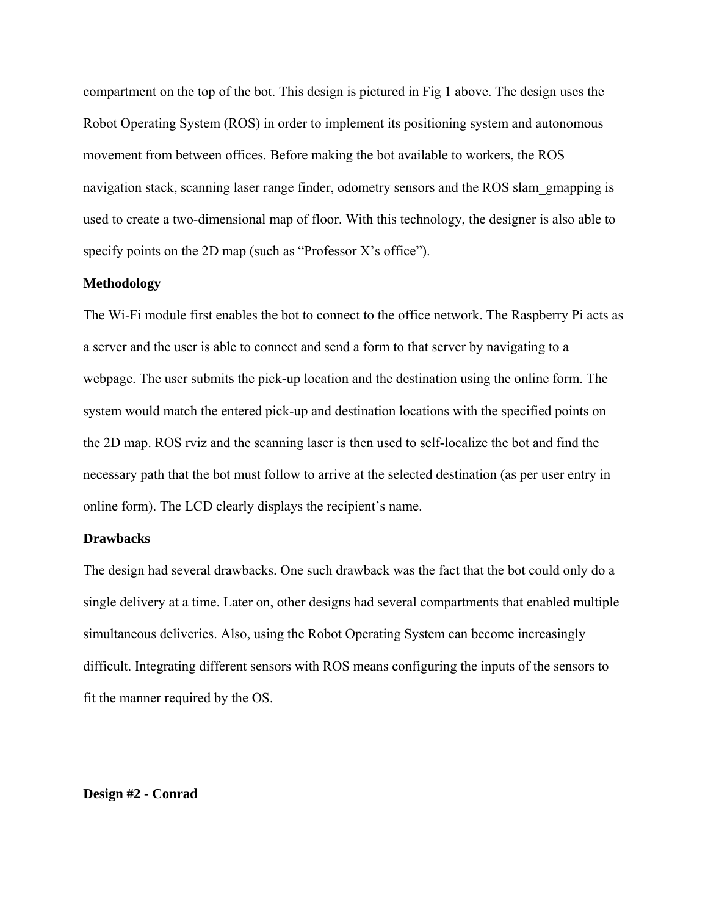compartment on the top of the bot. This design is pictured in Fig 1 above. The design uses the Robot Operating System (ROS) in order to implement its positioning system and autonomous movement from between offices. Before making the bot available to workers, the ROS navigation stack, scanning laser range finder, odometry sensors and the ROS slam_gmapping is used to create a two-dimensional map of floor. With this technology, the designer is also able to specify points on the 2D map (such as "Professor X's office").

**Methodology**

The Wi-Fi module first enables the bot to connect to the office network. The Raspberry Pi acts as a server and the user is able to connect and send a form to that server by navigating to a webpage. The user submits the pick-up location and the destination using the online form. The system would match the entered pick-up and destination locations with the specified points on the 2D map. ROS rviz and the scanning laser is then used to self-localize the bot and find the necessary path that the bot must follow to arrive at the selected destination (as per user entry in online form). The LCD clearly displays the recipient's name.

**Drawbacks**

The design had several drawbacks. One such drawback was the fact that the bot could only do a single delivery at a time. Later on, other designs had several compartments that enabled multiple simultaneous deliveries. Also, using the Robot Operating System can become increasingly difficult. Integrating different sensors with ROS means configuring the inputs of the sensors to fit the manner required by the OS.

**Design #2 - Conrad**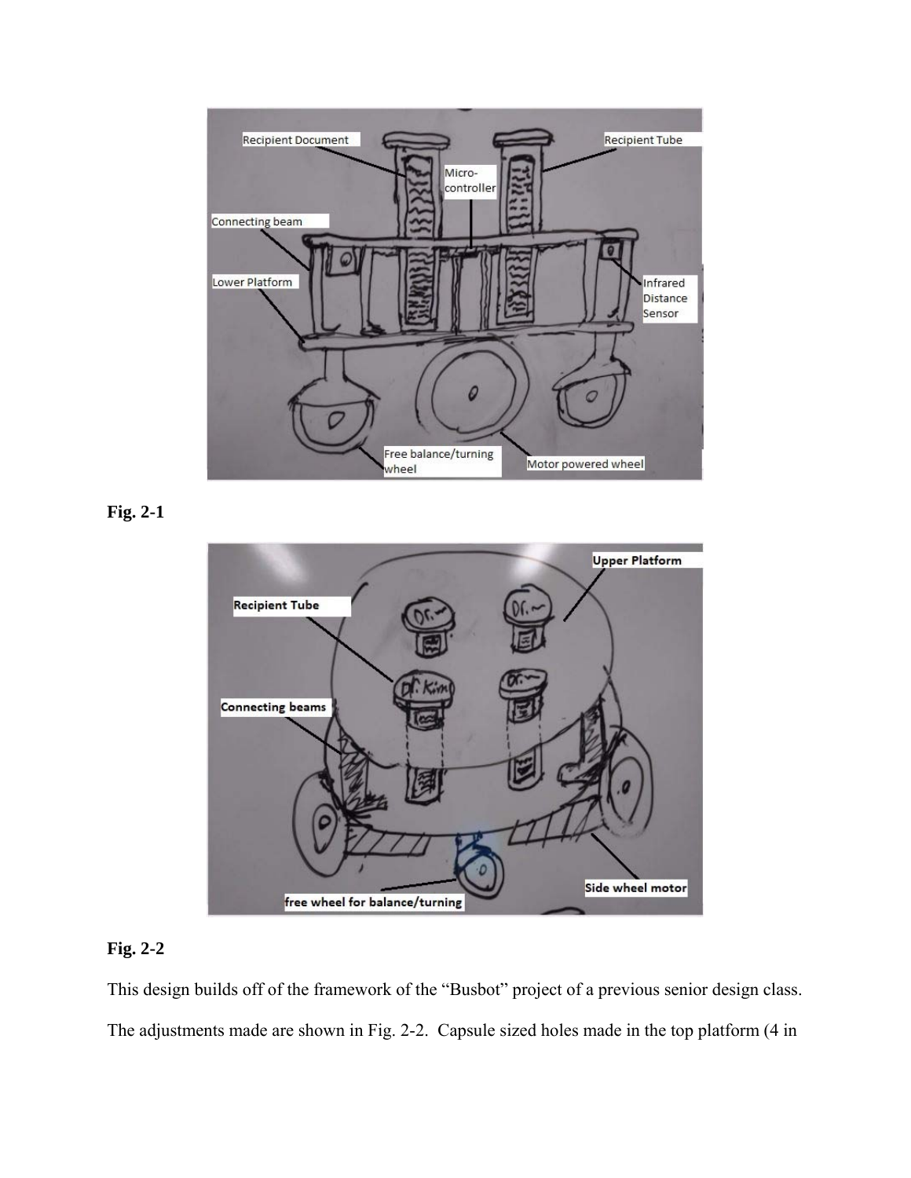**Fig. 2-1**

**Fig. 2-2**

This design builds off of the framework of the "Busbot" project of a previous senior design class. The adjustments made are shown in Fig. 2-2. Capsule sized holes made in the top platform (4 in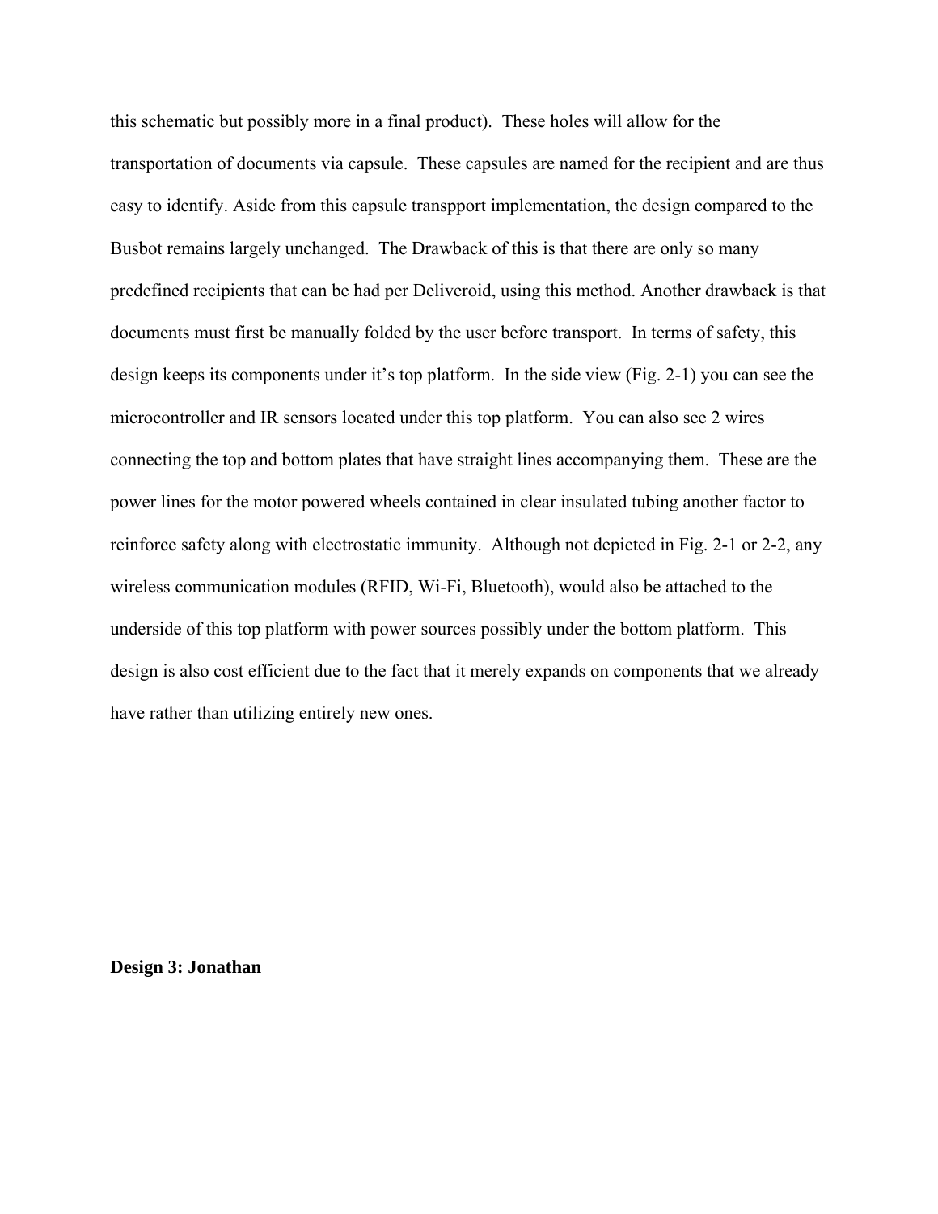this schematic but possibly more in a final product). These holes will allow for the transportation of documents via capsule. These capsules are named for the recipient and are thus easy to identify. Aside from this capsule transppport implementation, the design compared to the Busbot remains largely unchanged. The Drawback of this is that there are only so many predefined recipients that can be had per Deliveroid, using this method. Another drawback is that documents must first be manually folded by the user before transport. In terms of safety, this design keeps its components under it's top platform. In the side view (Fig. 2-1) you can see the microcontroller and IR sensors located under this top platform. You can also see 2 wires connecting the top and bottom plates that have straight lines accompanying them. These are the power lines for the motor powered wheels contained in clear insulated tubing another factor to reinforce safety along with electrostatic immunity. Although not depicted in Fig. 2-1 or 2-2, any wireless communication modules (RFID, Wi-Fi, Bluetooth), would also be attached to the underside of this top platform with power sources possibly under the bottom platform. This design is also cost efficient due to the fact that it merely expands on components that we already have rather than utilizing entirely new ones.

**Design 3: Jonathan**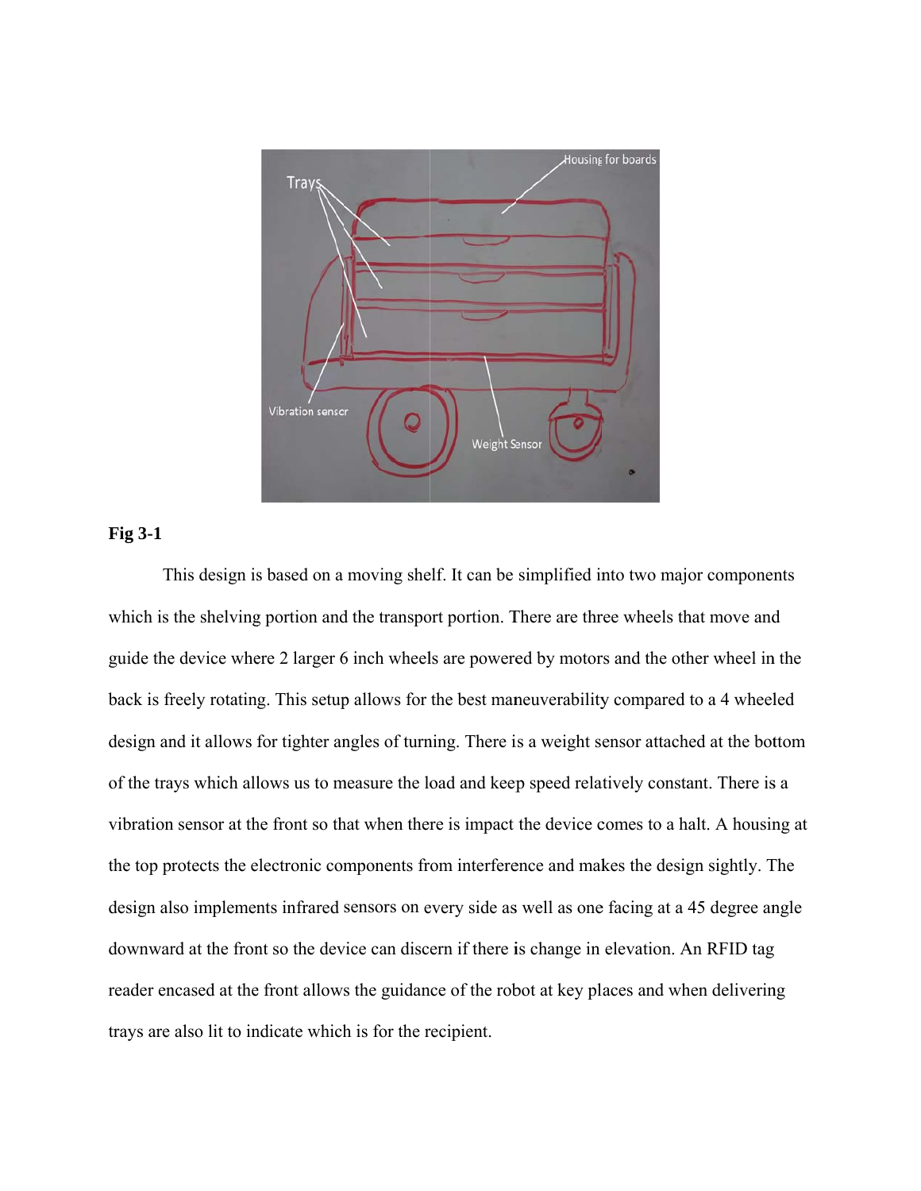**Fig 3-1**

This design is based on a moving shelf. It can be simplified into two major components which is the shelving portion and the transport portion. There are three wheels that move and guide the device where 2 larger 6 inch wheels are powered by motors and the other wheel in the back is freely rotating. This setup allows for the best maneuverability compared to a 4 wheeled design and it allows for tighter angles of turning. There is a weight sensor attached at the bottom of the trays which allows us to measure the load and keep speed relatively constant. There is a vibration sensor at the front so that when there is impact the device comes to a halt. A housing at the top protects the electronic components from interference and makes the design sightly. The design also implements infrared sensors on every side as well as one facing at a 45 degree angle downward at the front so the device can discern if there is change in elevation. An RFID tag reader encased at the front allows the guidance of the robot at key places and when delivering trays are also lit to indicate which is for the recipient.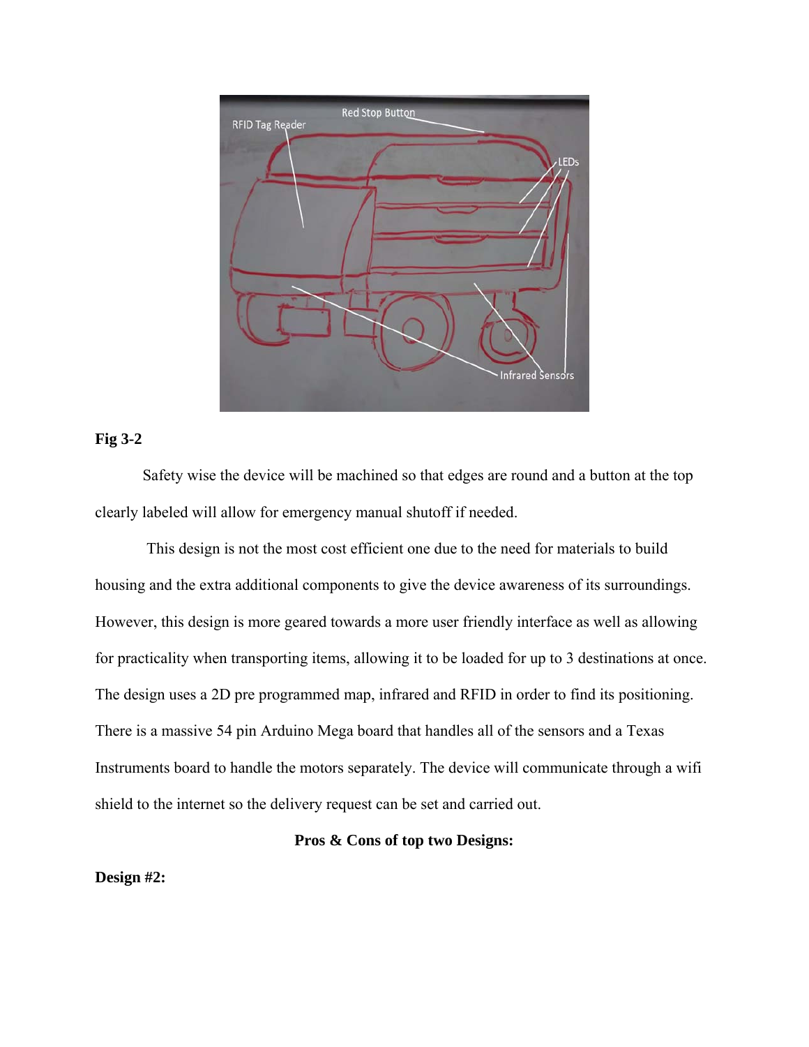**Fig 3-2**

Safety wise the device will be machined so that edges are round and a button at the top clearly labeled will allow for emergency manual shutoff if needed.

This design is not the most cost efficient one due to the need for materials to build housing and the extra additional components to give the device awareness of its surroundings. However, this design is more geared towards a more user friendly interface as well as allowing for practicality when transporting items, allowing it to be loaded for up to 3 destinations at once. The design uses a 2D pre programmed map, infrared and RFID in order to find its positioning. There is a massive 54 pin Arduino Mega board that handles all of the sensors and a Texas Instruments board to handle the motors separately. The device will communicate through a wifi shield to the internet so the delivery request can be set and carried out.

**Pros & Cons of top two Designs:**

**Design #2:**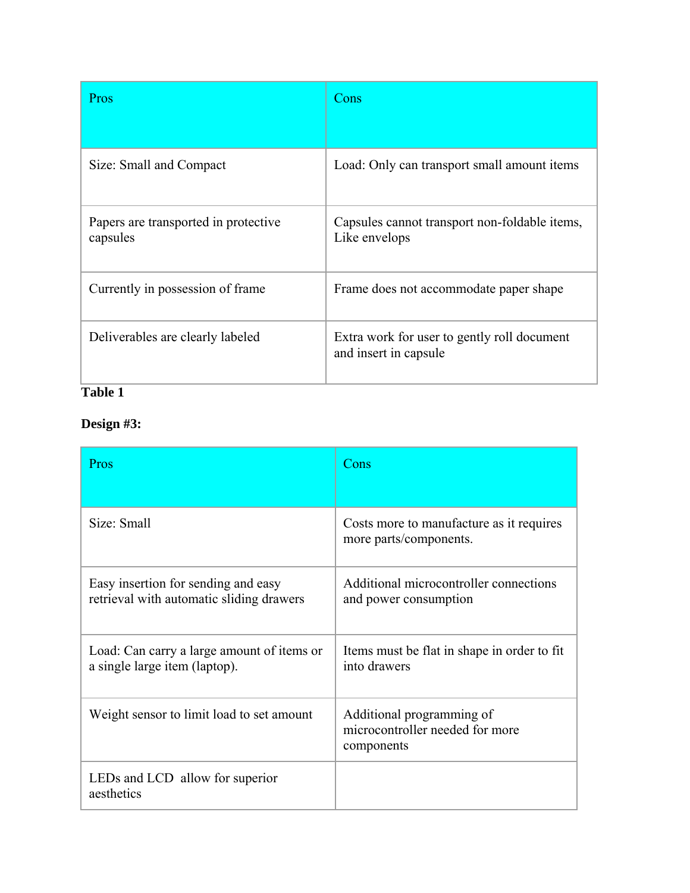| Pros | Cons |
| --- | --- |
| Size: Small and Compact | Load: Only can transport small amount items |
| Papers are transported in protective capsules | Capsules cannot transport non-foldable items, Like envelops |
| Currently in possession of frame | Frame does not accommodate paper shape |
| Deliverables are clearly labeled | Extra work for user to gently roll document and insert in capsule |

**Table 1**

**Design #3:**

| Pros | Cons |
| --- | --- |
| Size: Small | Costs more to manufacture as it requires more parts/components. |
| Easy insertion for sending and easy retrieval with automatic sliding drawers | Additional microcontroller connections and power consumption |
| Load: Can carry a large amount of items or a single large item (laptop). | Items must be flat in shape in order to fit into drawers |
| Weight sensor to limit load to set amount | Additional programming of microcontroller needed for more components |
| LEDs and LCD allow for superior aesthetics | |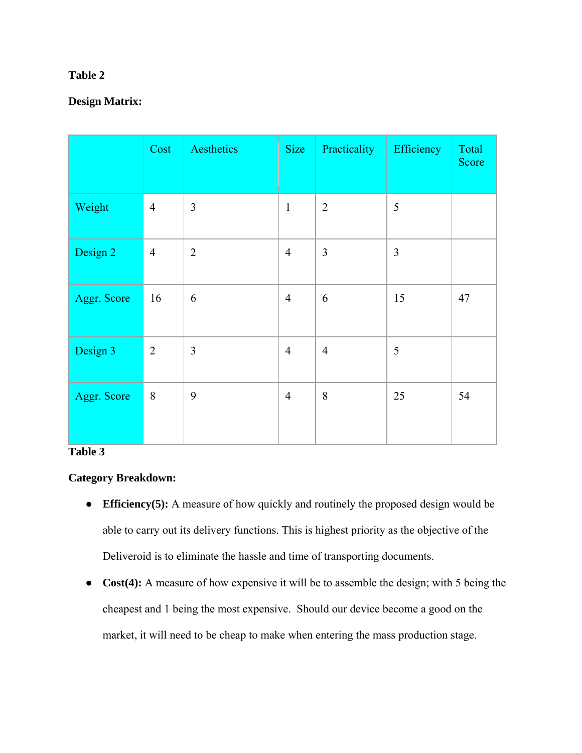**Table 2**

**Design Matrix:**

| | Cost | Aesthetics | Size | Practicality | Efficiency | Total Score |
|---|---|---|---|---|---|---|
| Weight | 4 | 3 | 1 | 2 | 5 | |
| Design 2 | 4 | 2 | 4 | 3 | 3 | |
| Aggr. Score | 16 | 6 | 4 | 6 | 15 | 47 |
| Design 3 | 2 | 3 | 4 | 4 | 5 | |
| Aggr. Score | 8 | 9 | 4 | 8 | 25 | 54 |

**Table 3**

**Category Breakdown:**

- **Efficiency(5):** A measure of how quickly and routinely the proposed design would be able to carry out its delivery functions. This is highest priority as the objective of the Deliveroid is to eliminate the hassle and time of transporting documents.
- **Cost(4):** A measure of how expensive it will be to assemble the design; with 5 being the cheapest and 1 being the most expensive. Should our device become a good on the market, it will need to be cheap to make when entering the mass production stage.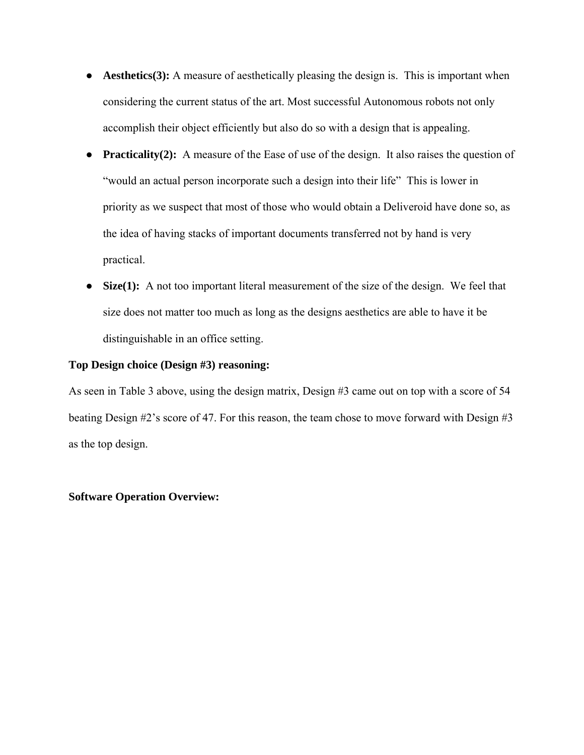- **Aesthetics(3):** A measure of aesthetically pleasing the design is.  This is important when considering the current status of the art. Most successful Autonomous robots not only accomplish their object efficiently but also do so with a design that is appealing.
- **Practicality(2):**  A measure of the Ease of use of the design.  It also raises the question of "would an actual person incorporate such a design into their life"  This is lower in priority as we suspect that most of those who would obtain a Deliveroid have done so, as the idea of having stacks of important documents transferred not by hand is very practical.
- **Size(1):**  A not too important literal measurement of the size of the design.  We feel that size does not matter too much as long as the designs aesthetics are able to have it be distinguishable in an office setting.

**Top Design choice (Design #3) reasoning:**

As seen in Table 3 above, using the design matrix, Design #3 came out on top with a score of 54 beating Design #2's score of 47. For this reason, the team chose to move forward with Design #3 as the top design.

**Software Operation Overview:**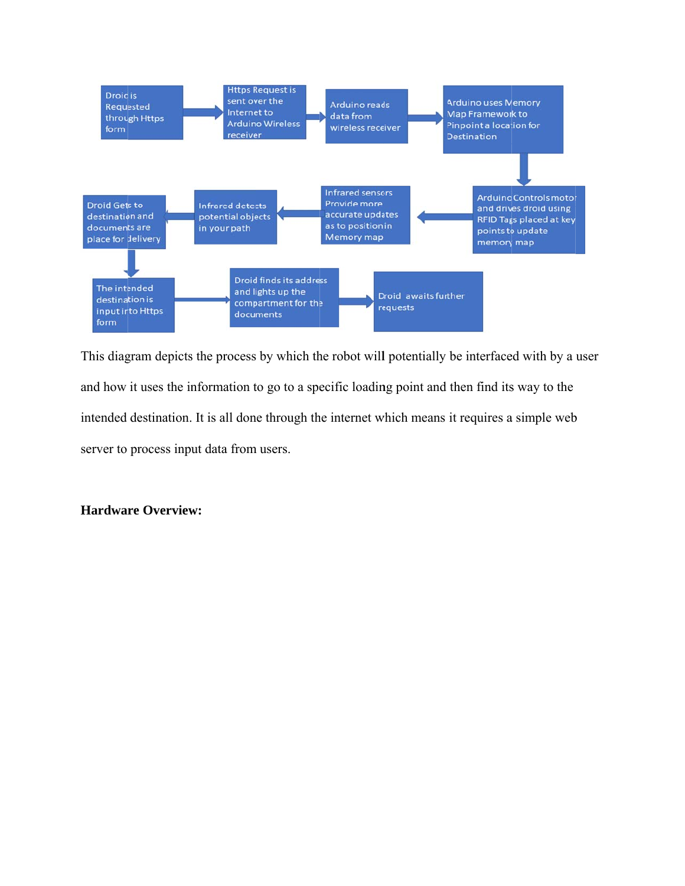1. Droid is Requested through Https form
2. Https Request is sent over the Internet to Arduino Wireless receiver
3. Arduino reads data from wireless receiver
4. Arduino uses Memory Map Framework to Pinpoint a location for Destination
5. Arduino Controls motor and drives droid using RFID Tags placed at key points to update memory map
6. Infrared sensors Provide more accurate updates as to position in Memory map
7. Infrared detects potential objects in your path
8. Droid Gets to destination and documents are place for delivery
9. The intended destination is input into Https form
10. Droid finds its address and lights up the compartment for the documents
11. Droid awaits further requests

This diagram depicts the process by which the robot will potentially be interfaced with by a user and how it uses the information to go to a specific loading point and then find its way to the intended destination. It is all done through the internet which means it requires a simple web server to process input data from users.

**Hardware Overview:**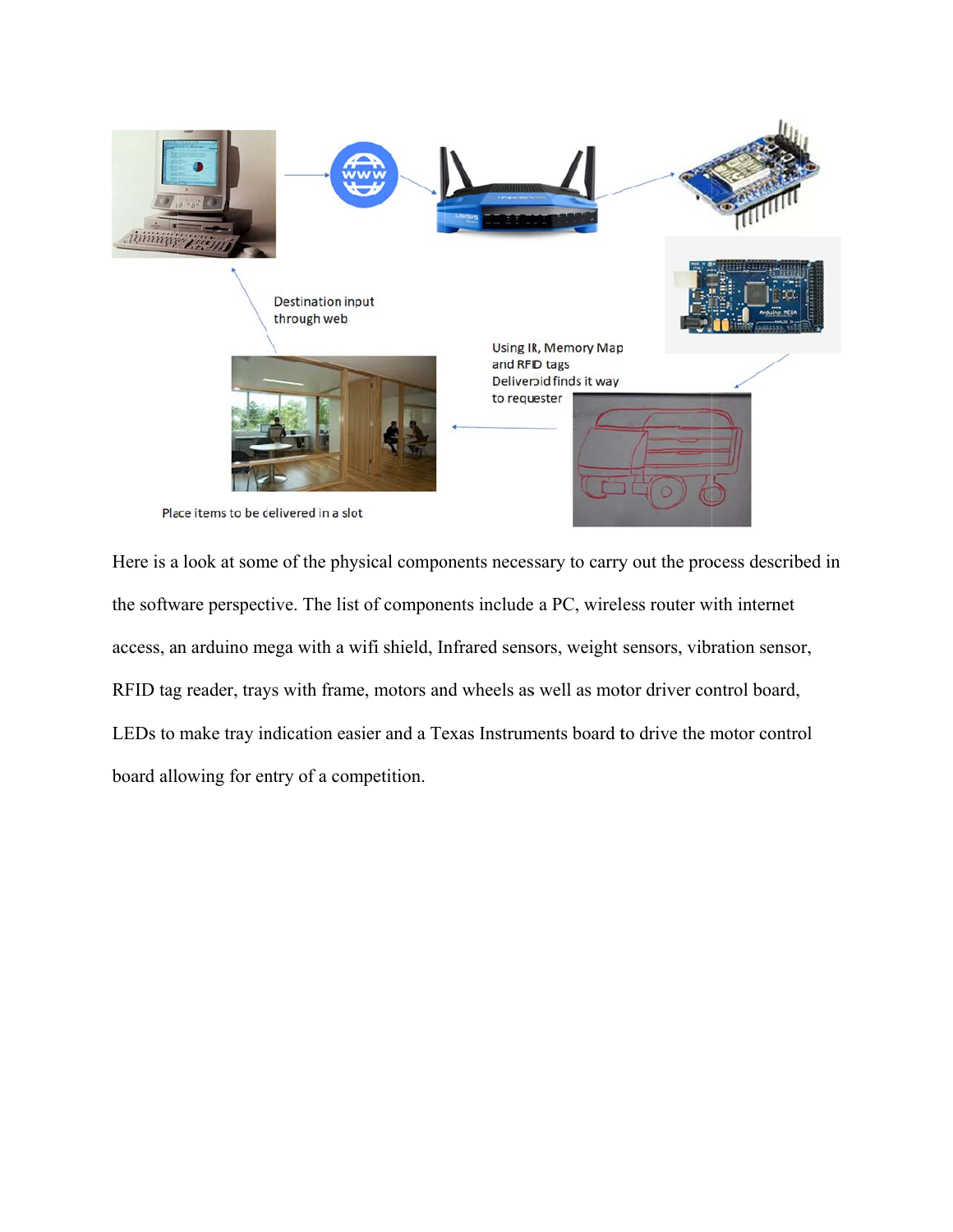Destination input through web

Using IR, Memory Map and RFID tags Deliveroid finds it way to requester

Place items to be delivered in a slot

Here is a look at some of the physical components necessary to carry out the process described in the software perspective. The list of components include a PC, wireless router with internet access, an arduino mega with a wifi shield, Infrared sensors, weight sensors, vibration sensor, RFID tag reader, trays with frame, motors and wheels as well as motor driver control board, LEDs to make tray indication easier and a Texas Instruments board to drive the motor control board allowing for entry of a competition.